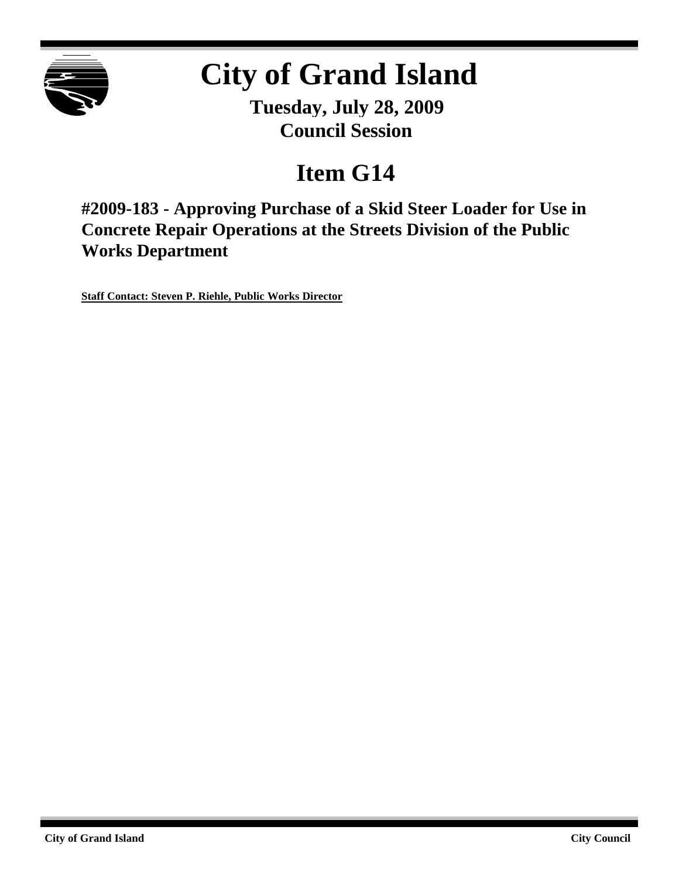# City of Grand Island

**Tuesday, July 28, 2009**
**Council Session**

## Item G14

### #2009-183 - Approving Purchase of a Skid Steer Loader for Use in Concrete Repair Operations at the Streets Division of the Public Works Department

**Staff Contact: Steven P. Riehle, Public Works Director**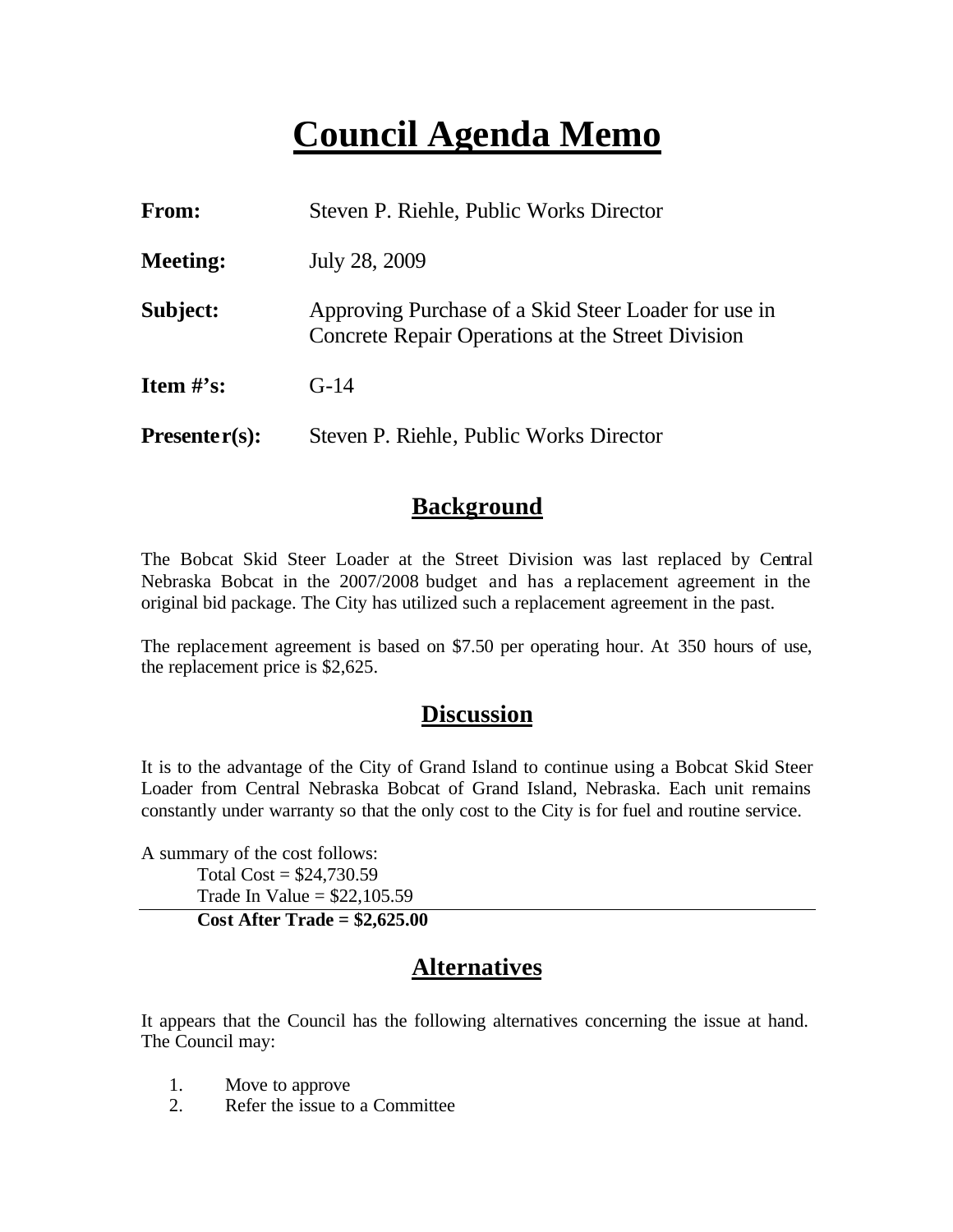# Council Agenda Memo

| | |
|---|---|
| **From:** | Steven P. Riehle, Public Works Director |
| **Meeting:** | July 28, 2009 |
| **Subject:** | Approving Purchase of a Skid Steer Loader for use in Concrete Repair Operations at the Street Division |
| **Item #'s:** | G-14 |
| **Presenter(s):** | Steven P. Riehle, Public Works Director |

## Background

The Bobcat Skid Steer Loader at the Street Division was last replaced by Central Nebraska Bobcat in the 2007/2008 budget and has a replacement agreement in the original bid package. The City has utilized such a replacement agreement in the past.

The replacement agreement is based on $7.50 per operating hour. At 350 hours of use, the replacement price is $2,625.

## Discussion

It is to the advantage of the City of Grand Island to continue using a Bobcat Skid Steer Loader from Central Nebraska Bobcat of Grand Island, Nebraska. Each unit remains constantly under warranty so that the only cost to the City is for fuel and routine service.

A summary of the cost follows:

Total Cost = $24,730.59
Trade In Value = $22,105.59

**Cost After Trade = $2,625.00**

## Alternatives

It appears that the Council has the following alternatives concerning the issue at hand. The Council may:

1. Move to approve
2. Refer the issue to a Committee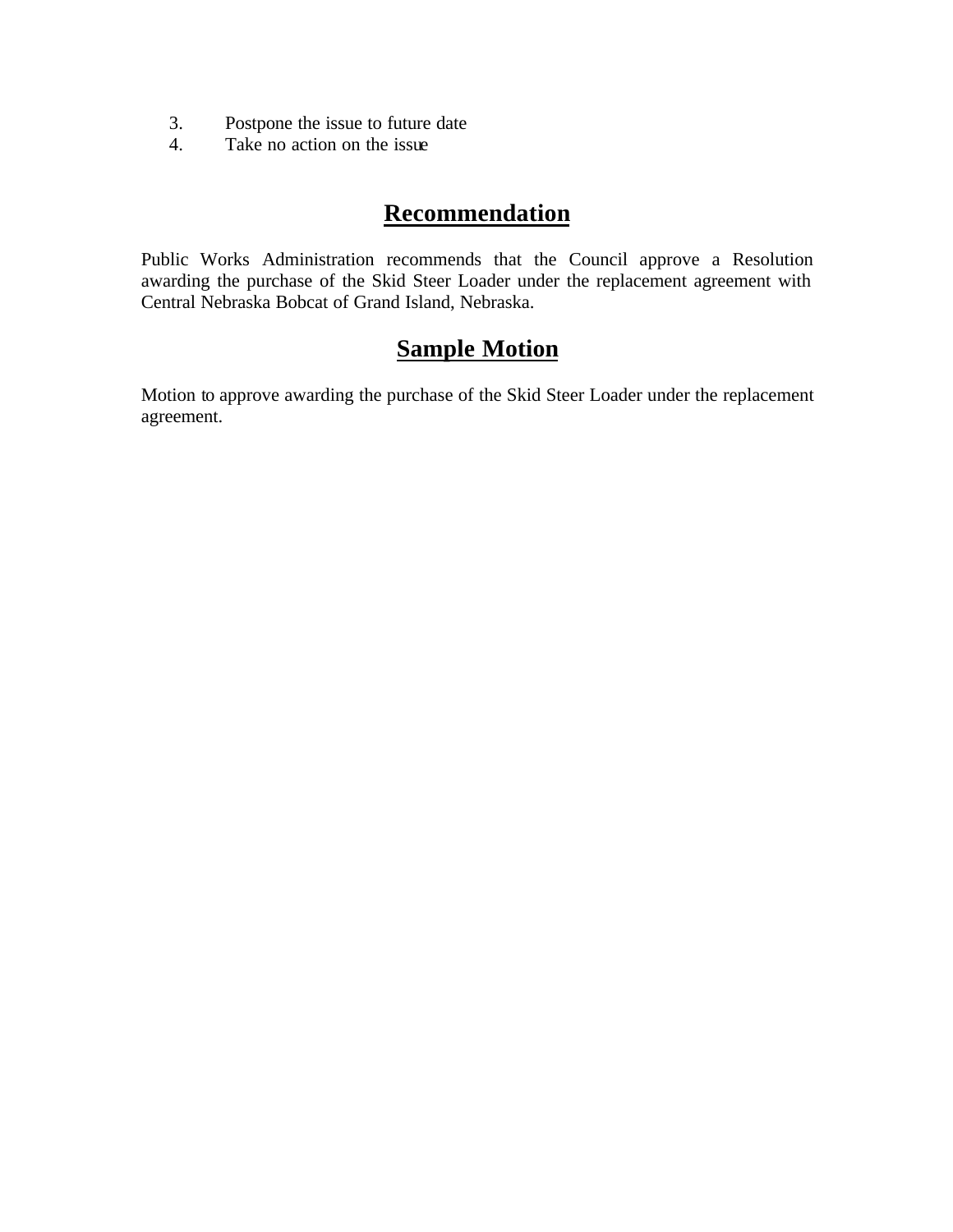3. Postpone the issue to future date
4. Take no action on the issue

## Recommendation

Public Works Administration recommends that the Council approve a Resolution awarding the purchase of the Skid Steer Loader under the replacement agreement with Central Nebraska Bobcat of Grand Island, Nebraska.

## Sample Motion

Motion to approve awarding the purchase of the Skid Steer Loader under the replacement agreement.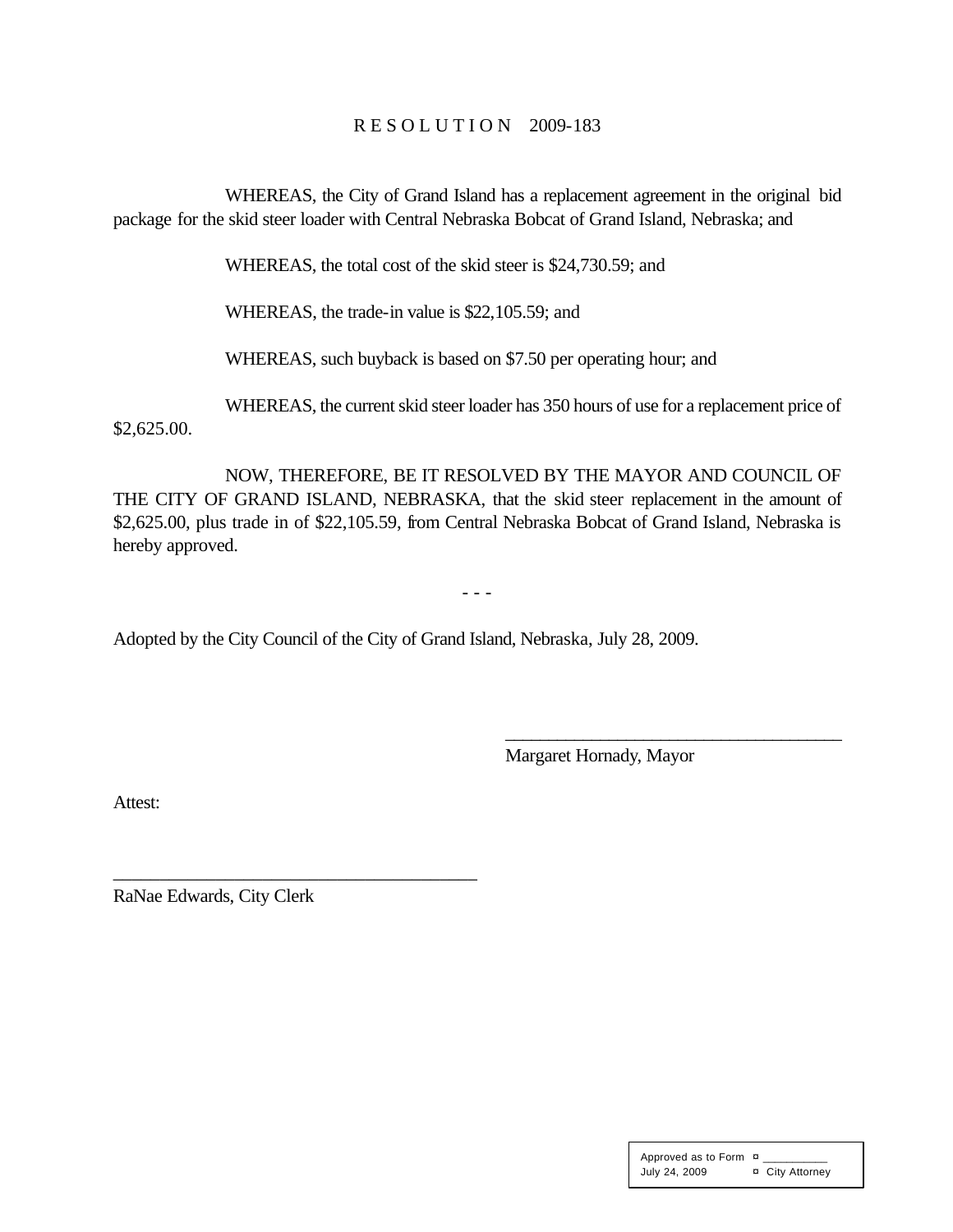# R E S O L U T I O N 2009-183

WHEREAS, the City of Grand Island has a replacement agreement in the original bid package for the skid steer loader with Central Nebraska Bobcat of Grand Island, Nebraska; and

WHEREAS, the total cost of the skid steer is $24,730.59; and

WHEREAS, the trade-in value is $22,105.59; and

WHEREAS, such buyback is based on $7.50 per operating hour; and

WHEREAS, the current skid steer loader has 350 hours of use for a replacement price of $2,625.00.

NOW, THEREFORE, BE IT RESOLVED BY THE MAYOR AND COUNCIL OF THE CITY OF GRAND ISLAND, NEBRASKA, that the skid steer replacement in the amount of $2,625.00, plus trade in of $22,105.59, from Central Nebraska Bobcat of Grand Island, Nebraska is hereby approved.

- - -

Adopted by the City Council of the City of Grand Island, Nebraska, July 28, 2009.

_____________________________________
Margaret Hornady, Mayor

Attest:

_____________________________________
RaNae Edwards, City Clerk

Approved as to Form ¤ __________
July 24, 2009 ¤ City Attorney